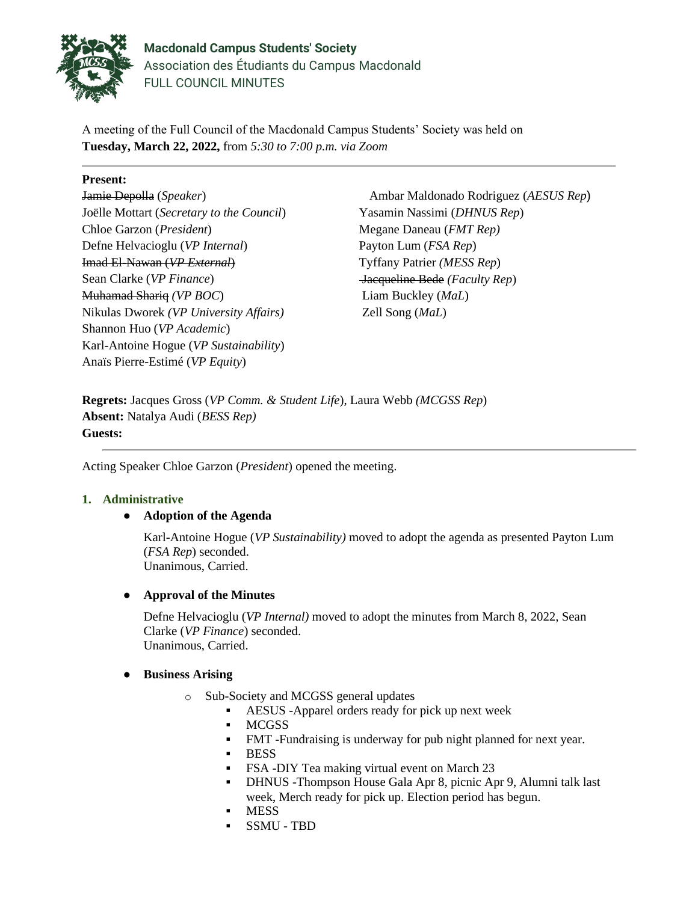**Macdonald Campus Students' Society**
Association des Étudiants du Campus Macdonald
FULL COUNCIL MINUTES

A meeting of the Full Council of the Macdonald Campus Students' Society was held on **Tuesday, March 22, 2022,** from *5:30 to 7:00 p.m. via Zoom*

---

**Present:**

~~Jamie Depolla~~ (*Speaker*)
Joëlle Mottart (*Secretary to the Council*)
Chloe Garzon (*President*)
Defne Helvacioglu (*VP Internal*)
~~Imad El-Nawan (*VP External*)~~
Sean Clarke (*VP Finance*)
~~Muhamad Shariq~~ *(VP BOC*)
Nikulas Dworek *(VP University Affairs)*
Shannon Huo (*VP Academic*)
Karl-Antoine Hogue (*VP Sustainability*)
Anaïs Pierre-Estimé (*VP Equity*)
Ambar Maldonado Rodriguez (*AESUS Rep*)
Yasamin Nassimi (*DHNUS Rep*)
Megane Daneau (*FMT Rep)*
Payton Lum (*FSA Rep*)
Tyffany Patrier *(MESS Rep*)
~~Jacqueline Bede~~ *(Faculty Rep*)
Liam Buckley (*MaL*)
Zell Song (*MaL*)

**Regrets:** Jacques Gross (*VP Comm. & Student Life*), Laura Webb *(MCGSS Rep*)
**Absent:** Natalya Audi (*BESS Rep)*
**Guests:**

---

Acting Speaker Chloe Garzon (*President*) opened the meeting.

## 1. Administrative

- **Adoption of the Agenda**

  Karl-Antoine Hogue (*VP Sustainability)* moved to adopt the agenda as presented Payton Lum (*FSA Rep*) seconded.
  Unanimous, Carried.

- **Approval of the Minutes**

  Defne Helvacioglu (*VP Internal)* moved to adopt the minutes from March 8, 2022, Sean Clarke (*VP Finance*) seconded.
  Unanimous, Carried.

- **Business Arising**
  - Sub-Society and MCGSS general updates
    - AESUS -Apparel orders ready for pick up next week
    - MCGSS
    - FMT -Fundraising is underway for pub night planned for next year.
    - BESS
    - FSA -DIY Tea making virtual event on March 23
    - DHNUS -Thompson House Gala Apr 8, picnic Apr 9, Alumni talk last week, Merch ready for pick up. Election period has begun.
    - MESS
    - SSMU - TBD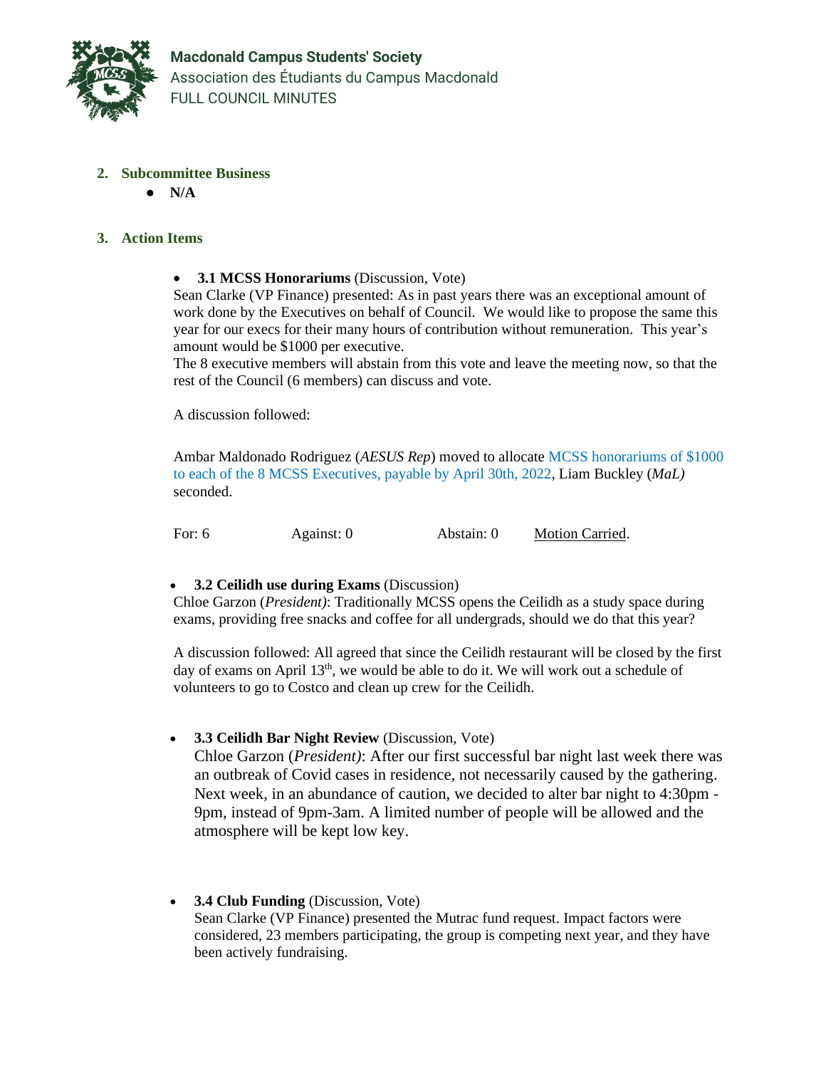## 2. Subcommittee Business

- **N/A**

## 3. Action Items

- **3.1 MCSS Honorariums** (Discussion, Vote)

Sean Clarke (VP Finance) presented: As in past years there was an exceptional amount of work done by the Executives on behalf of Council. We would like to propose the same this year for our execs for their many hours of contribution without remuneration. This year's amount would be $1000 per executive.

The 8 executive members will abstain from this vote and leave the meeting now, so that the rest of the Council (6 members) can discuss and vote.

A discussion followed:

Ambar Maldonado Rodriguez (*AESUS Rep*) moved to allocate MCSS honorariums of $1000 to each of the 8 MCSS Executives, payable by April 30th, 2022, Liam Buckley (*MaL)* seconded.

For: 6 Against: 0 Abstain: 0 Motion Carried.

- **3.2 Ceilidh use during Exams** (Discussion)

Chloe Garzon (*President)*: Traditionally MCSS opens the Ceilidh as a study space during exams, providing free snacks and coffee for all undergrads, should we do that this year?

A discussion followed: All agreed that since the Ceilidh restaurant will be closed by the first day of exams on April 13th, we would be able to do it. We will work out a schedule of volunteers to go to Costco and clean up crew for the Ceilidh.

- **3.3 Ceilidh Bar Night Review** (Discussion, Vote)

Chloe Garzon (*President)*: After our first successful bar night last week there was an outbreak of Covid cases in residence, not necessarily caused by the gathering. Next week, in an abundance of caution, we decided to alter bar night to 4:30pm - 9pm, instead of 9pm-3am. A limited number of people will be allowed and the atmosphere will be kept low key.

- **3.4 Club Funding** (Discussion, Vote)

Sean Clarke (VP Finance) presented the Mutrac fund request. Impact factors were considered, 23 members participating, the group is competing next year, and they have been actively fundraising.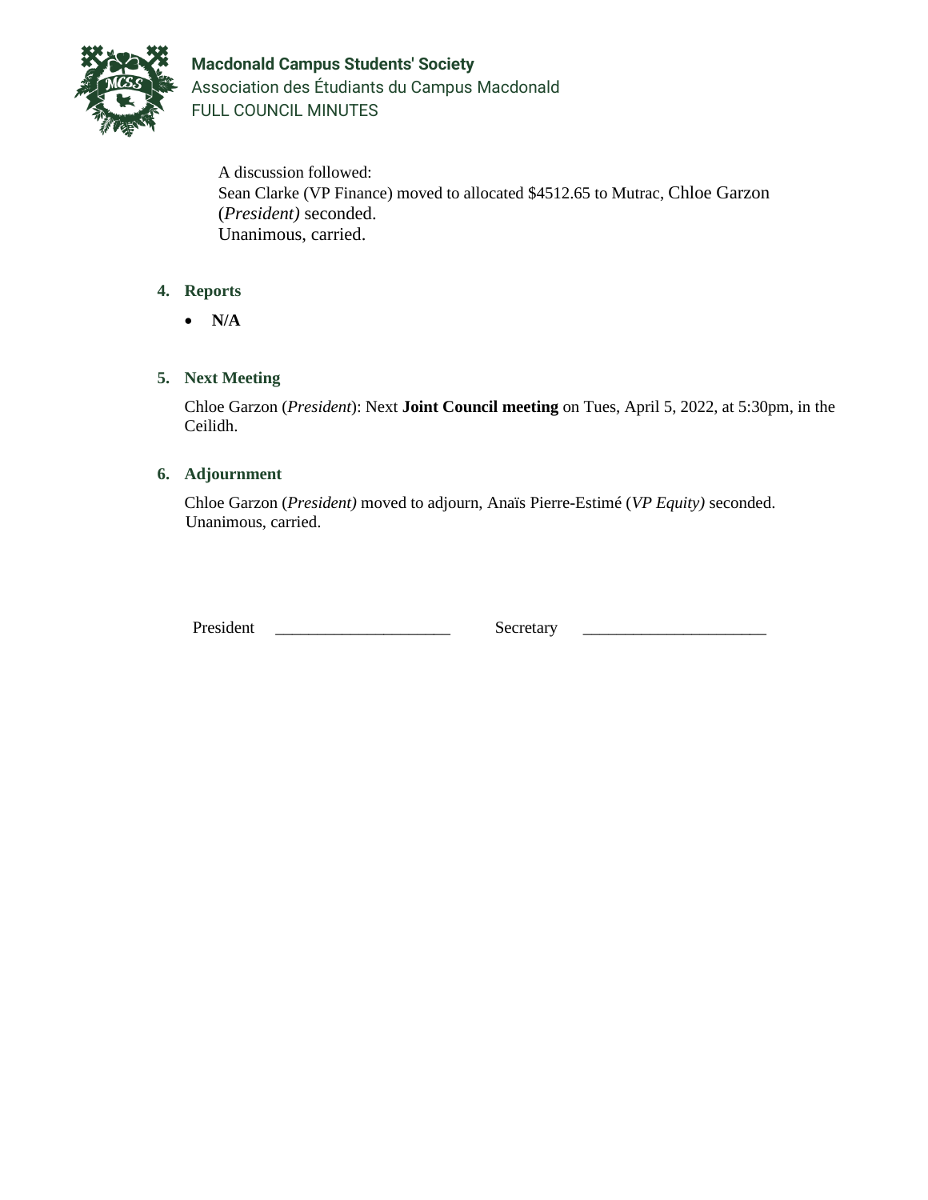A discussion followed:
Sean Clarke (VP Finance) moved to allocated $4512.65 to Mutrac, Chloe Garzon (*President)* seconded.
Unanimous, carried.

## 4. Reports

- **N/A**

## 5. Next Meeting

Chloe Garzon (*President*): Next **Joint Council meeting** on Tues, April 5, 2022, at 5:30pm, in the Ceilidh.

## 6. Adjournment

Chloe Garzon (*President)* moved to adjourn, Anaïs Pierre-Estimé (*VP Equity)* seconded.
Unanimous, carried.

President _____________________ Secretary ______________________